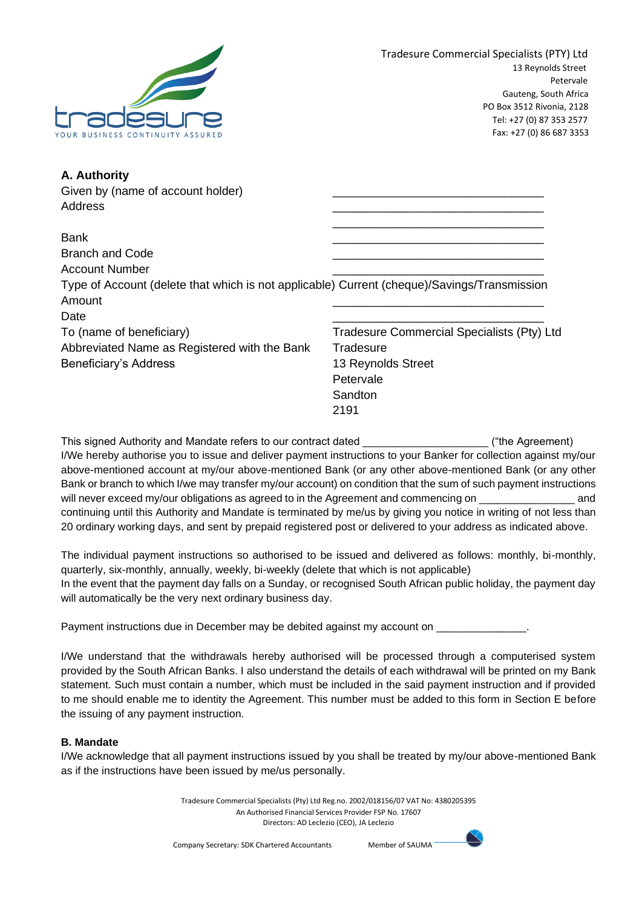Tradesure Commercial Specialists (PTY) Ltd
13 Reynolds Street
Petervale
Gauteng, South Africa
PO Box 3512 Rivonia, 2128
Tel: +27 (0) 87 353 2577
Fax: +27 (0) 86 687 3353

**A. Authority**

| | |
|---|---|
| Given by (name of account holder) | ________________________________ |
| Address | ________________________________ |
| | ________________________________ |
| Bank | ________________________________ |
| Branch and Code | ________________________________ |
| Account Number | ________________________________ |
| Type of Account (delete that which is not applicable) | Current (cheque)/Savings/Transmission |
| Amount | ________________________________ |
| Date | ________________________________ |
| To (name of beneficiary) | Tradesure Commercial Specialists (Pty) Ltd |
| Abbreviated Name as Registered with the Bank | Tradesure |
| Beneficiary's Address | 13 Reynolds Street<br>Petervale<br>Sandton<br>2191 |

This signed Authority and Mandate refers to our contract dated ____________________ ("the Agreement)
I/We hereby authorise you to issue and deliver payment instructions to your Banker for collection against my/our above-mentioned account at my/our above-mentioned Bank (or any other above-mentioned Bank (or any other Bank or branch to which I/we may transfer my/our account) on condition that the sum of such payment instructions will never exceed my/our obligations as agreed to in the Agreement and commencing on _______________ and continuing until this Authority and Mandate is terminated by me/us by giving you notice in writing of not less than 20 ordinary working days, and sent by prepaid registered post or delivered to your address as indicated above.

The individual payment instructions so authorised to be issued and delivered as follows: monthly, bi-monthly, quarterly, six-monthly, annually, weekly, bi-weekly (delete that which is not applicable)
In the event that the payment day falls on a Sunday, or recognised South African public holiday, the payment day will automatically be the very next ordinary business day.

Payment instructions due in December may be debited against my account on ______________.

I/We understand that the withdrawals hereby authorised will be processed through a computerised system provided by the South African Banks. I also understand the details of each withdrawal will be printed on my Bank statement. Such must contain a number, which must be included in the said payment instruction and if provided to me should enable me to identity the Agreement. This number must be added to this form in Section E before the issuing of any payment instruction.

**B. Mandate**

I/We acknowledge that all payment instructions issued by you shall be treated by my/our above-mentioned Bank as if the instructions have been issued by me/us personally.

Tradesure Commercial Specialists (Pty) Ltd Reg.no. 2002/018156/07 VAT No: 4380205395
An Authorised Financial Services Provider FSP No. 17607
Directors: AD Leclezio (CEO), JA Leclezio

Company Secretary: SDK Chartered Accountants Member of SAUMA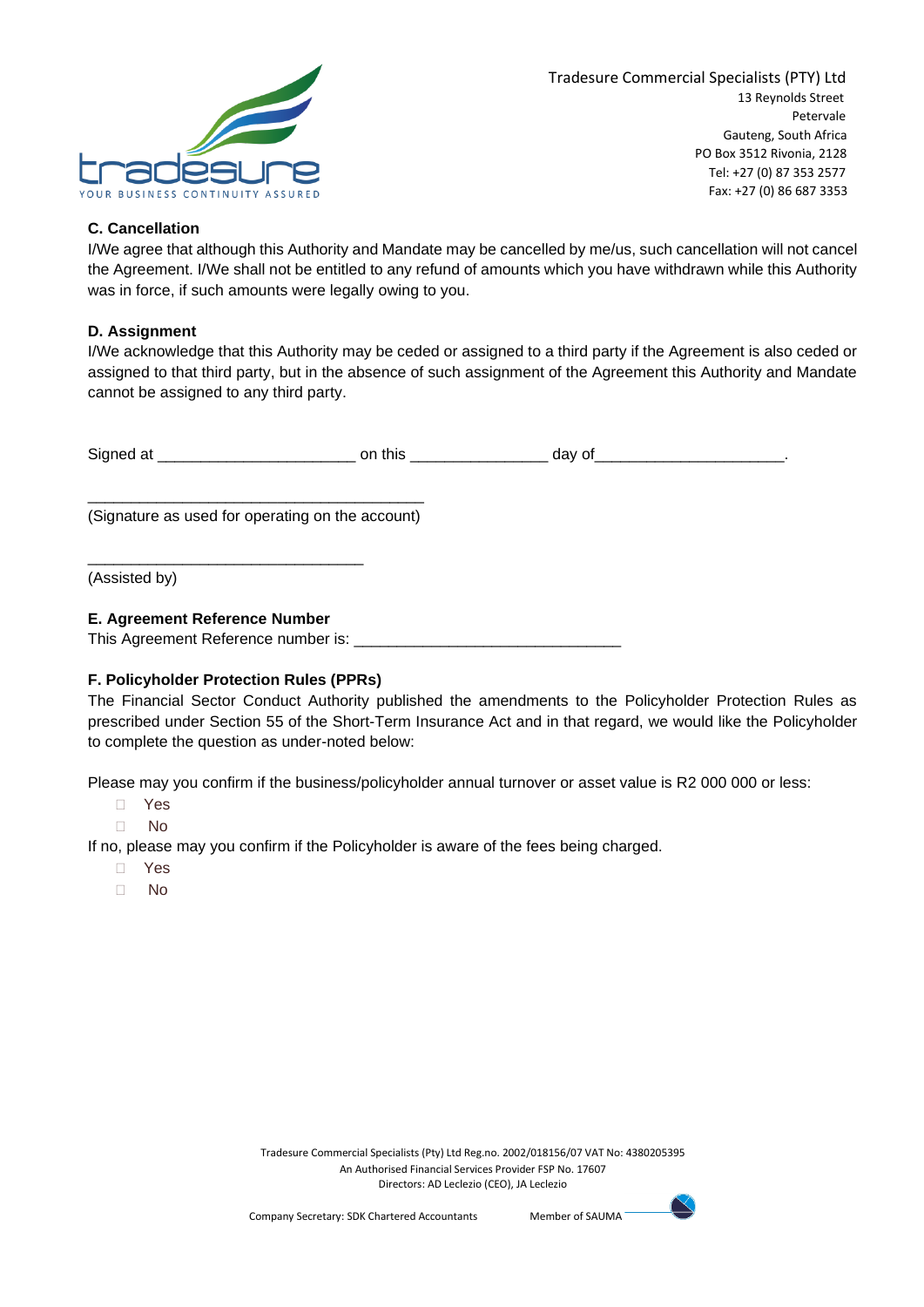Tradesure Commercial Specialists (PTY) Ltd
13 Reynolds Street
Petervale
Gauteng, South Africa
PO Box 3512 Rivonia, 2128
Tel: +27 (0) 87 353 2577
Fax: +27 (0) 86 687 3353

### C. Cancellation

I/We agree that although this Authority and Mandate may be cancelled by me/us, such cancellation will not cancel the Agreement. I/We shall not be entitled to any refund of amounts which you have withdrawn while this Authority was in force, if such amounts were legally owing to you.

### D. Assignment

I/We acknowledge that this Authority may be ceded or assigned to a third party if the Agreement is also ceded or assigned to that third party, but in the absence of such assignment of the Agreement this Authority and Mandate cannot be assigned to any third party.

Signed at ______________________ on this ________________ day of______________________.

________________________________________
(Signature as used for operating on the account)

________________________________
(Assisted by)

### E. Agreement Reference Number

This Agreement Reference number is: ______________________________

### F. Policyholder Protection Rules (PPRs)

The Financial Sector Conduct Authority published the amendments to the Policyholder Protection Rules as prescribed under Section 55 of the Short-Term Insurance Act and in that regard, we would like the Policyholder to complete the question as under-noted below:

Please may you confirm if the business/policyholder annual turnover or asset value is R2 000 000 or less:

- ☐ Yes
- ☐ No

If no, please may you confirm if the Policyholder is aware of the fees being charged.

- ☐ Yes
- ☐ No

Tradesure Commercial Specialists (Pty) Ltd Reg.no. 2002/018156/07 VAT No: 4380205395
An Authorised Financial Services Provider FSP No. 17607
Directors: AD Leclezio (CEO), JA Leclezio

Company Secretary: SDK Chartered Accountants    Member of SAUMA